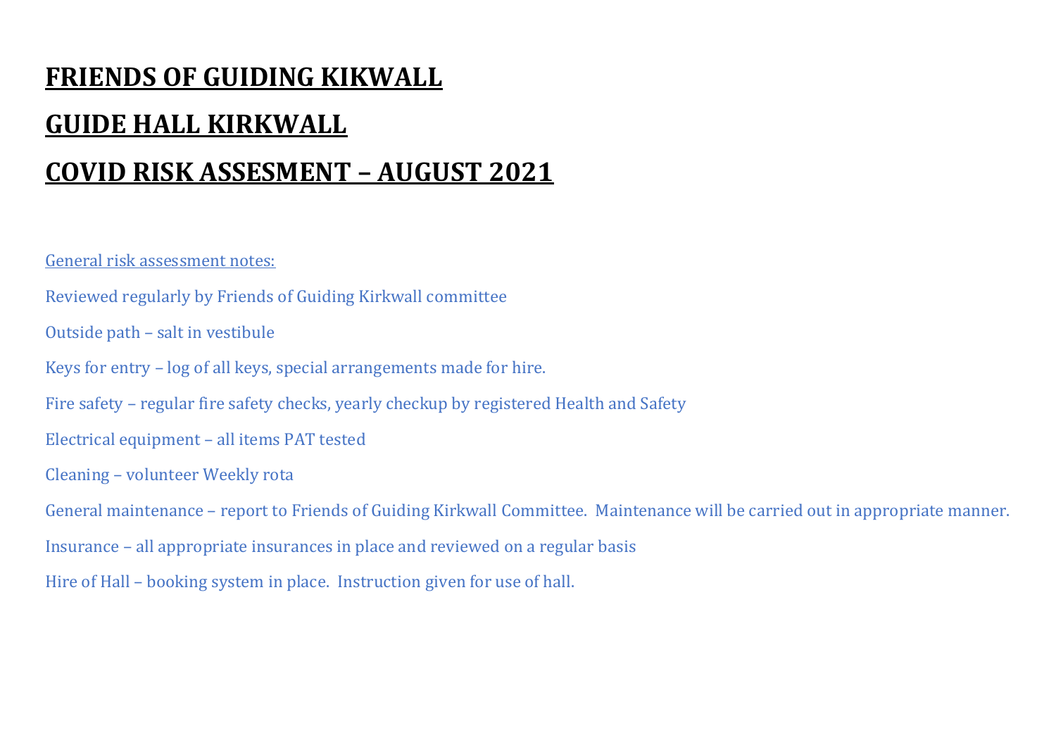# FRIENDS OF GUIDING KIKWALL

# GUIDE HALL KIRKWALL

# COVID RISK ASSESMENT – AUGUST 2021

General risk assessment notes:

Reviewed regularly by Friends of Guiding Kirkwall committee

Outside path – salt in vestibule

Keys for entry – log of all keys, special arrangements made for hire.

Fire safety – regular fire safety checks, yearly checkup by registered Health and Safety

Electrical equipment – all items PAT tested

Cleaning – volunteer Weekly rota

General maintenance – report to Friends of Guiding Kirkwall Committee. Maintenance will be carried out in appropriate manner.

Insurance – all appropriate insurances in place and reviewed on a regular basis

Hire of Hall – booking system in place. Instruction given for use of hall.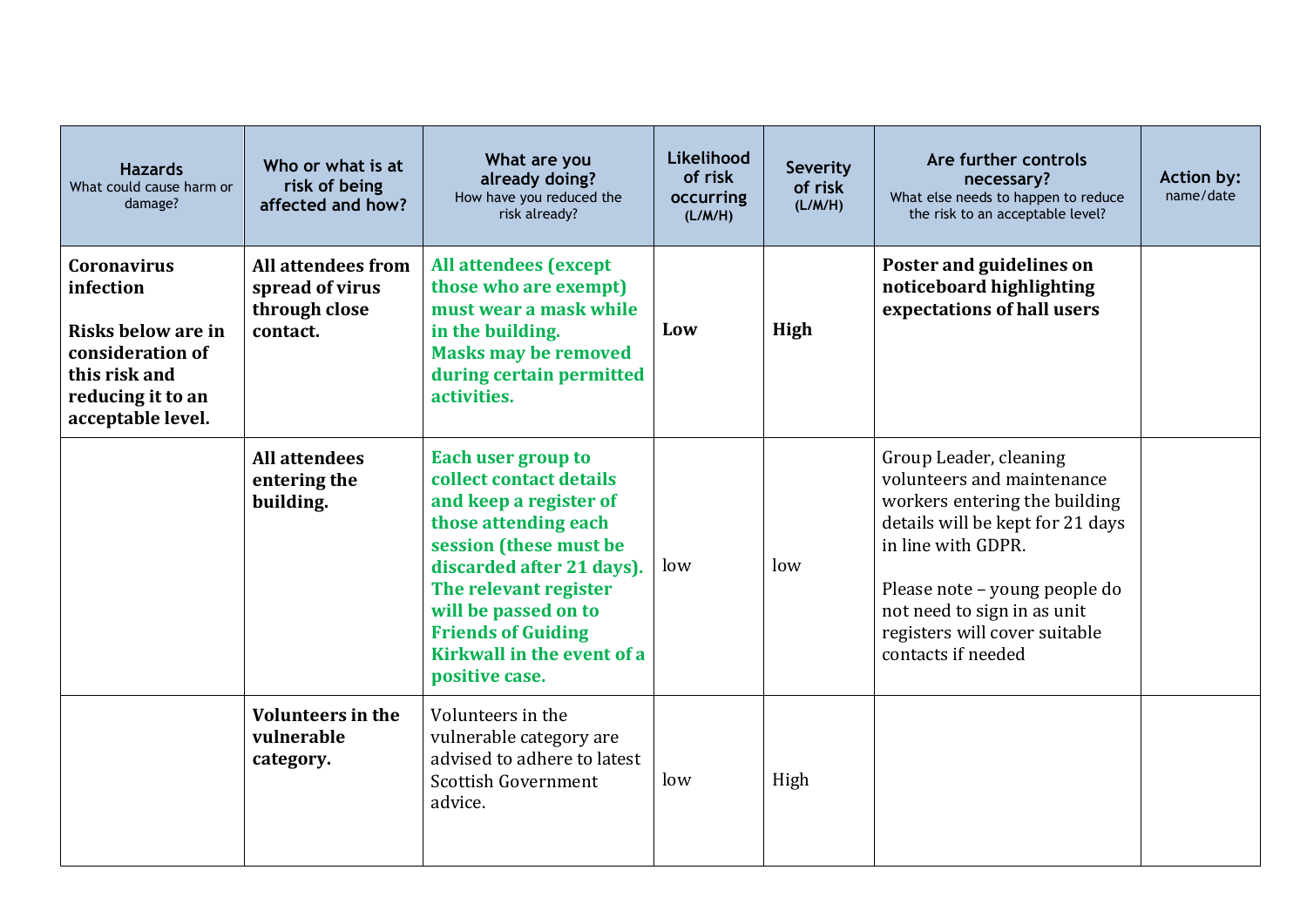| **Hazards** What could cause harm or damage? | **Who or what is at risk of being affected and how?** | **What are you already doing?** How have you reduced the risk already? | **Likelihood of risk occurring (L/M/H)** | **Severity of risk (L/M/H)** | **Are further controls necessary?** What else needs to happen to reduce the risk to an acceptable level? | **Action by:** name/date |
|---|---|---|---|---|---|---|
| **Coronavirus infection**<br><br>**Risks below are in consideration of this risk and reducing it to an acceptable level.** | **All attendees from spread of virus through close contact.** | **All attendees (except those who are exempt) must wear a mask while in the building. Masks may be removed during certain permitted activities.** | **Low** | **High** | **Poster and guidelines on noticeboard highlighting expectations of hall users** | |
| | **All attendees entering the building.** | **Each user group to collect contact details and keep a register of those attending each session (these must be discarded after 21 days). The relevant register will be passed on to Friends of Guiding Kirkwall in the event of a positive case.** | low | low | Group Leader, cleaning volunteers and maintenance workers entering the building details will be kept for 21 days in line with GDPR.<br><br>Please note – young people do not need to sign in as unit registers will cover suitable contacts if needed | |
| | **Volunteers in the vulnerable category.** | Volunteers in the vulnerable category are advised to adhere to latest Scottish Government advice. | low | High | | |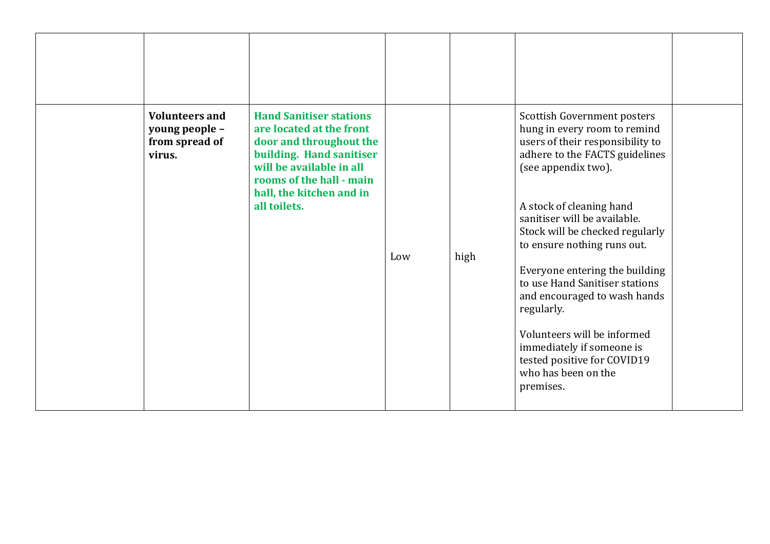| | | | | | | |
|---|---|---|---|---|---|---|
| | | | | | | |
| | **Volunteers and young people – from spread of virus.** | **Hand Sanitiser stations are located at the front door and throughout the building. Hand sanitiser will be available in all rooms of the hall - main hall, the kitchen and in all toilets.** | Low | high | Scottish Government posters hung in every room to remind users of their responsibility to adhere to the FACTS guidelines (see appendix two).<br><br>A stock of cleaning hand sanitiser will be available. Stock will be checked regularly to ensure nothing runs out.<br><br>Everyone entering the building to use Hand Sanitiser stations and encouraged to wash hands regularly.<br><br>Volunteers will be informed immediately if someone is tested positive for COVID19 who has been on the premises. | |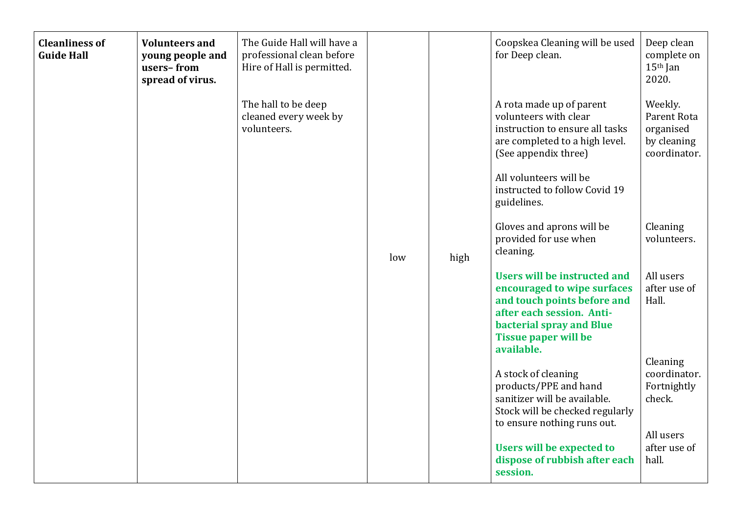| **Cleanliness of Guide Hall** | **Volunteers and young people and users– from spread of virus.** | The Guide Hall will have a professional clean before Hire of Hall is permitted.<br><br>The hall to be deep cleaned every week by volunteers. | low | high | Coopskea Cleaning will be used for Deep clean.<br><br>A rota made up of parent volunteers with clear instruction to ensure all tasks are completed to a high level. (See appendix three)<br><br>All volunteers will be instructed to follow Covid 19 guidelines.<br><br>Gloves and aprons will be provided for use when cleaning.<br><br>**Users will be instructed and encouraged to wipe surfaces and touch points before and after each session. Anti-bacterial spray and Blue Tissue paper will be available.**<br><br>A stock of cleaning products/PPE and hand sanitizer will be available. Stock will be checked regularly to ensure nothing runs out.<br><br>**Users will be expected to dispose of rubbish after each session.** | Deep clean complete on 15th Jan 2020.<br><br>Weekly. Parent Rota organised by cleaning coordinator.<br><br>Cleaning volunteers.<br><br>All users after use of Hall.<br><br>Cleaning coordinator. Fortnightly check.<br><br>All users after use of hall. |
|---|---|---|---|---|---|---|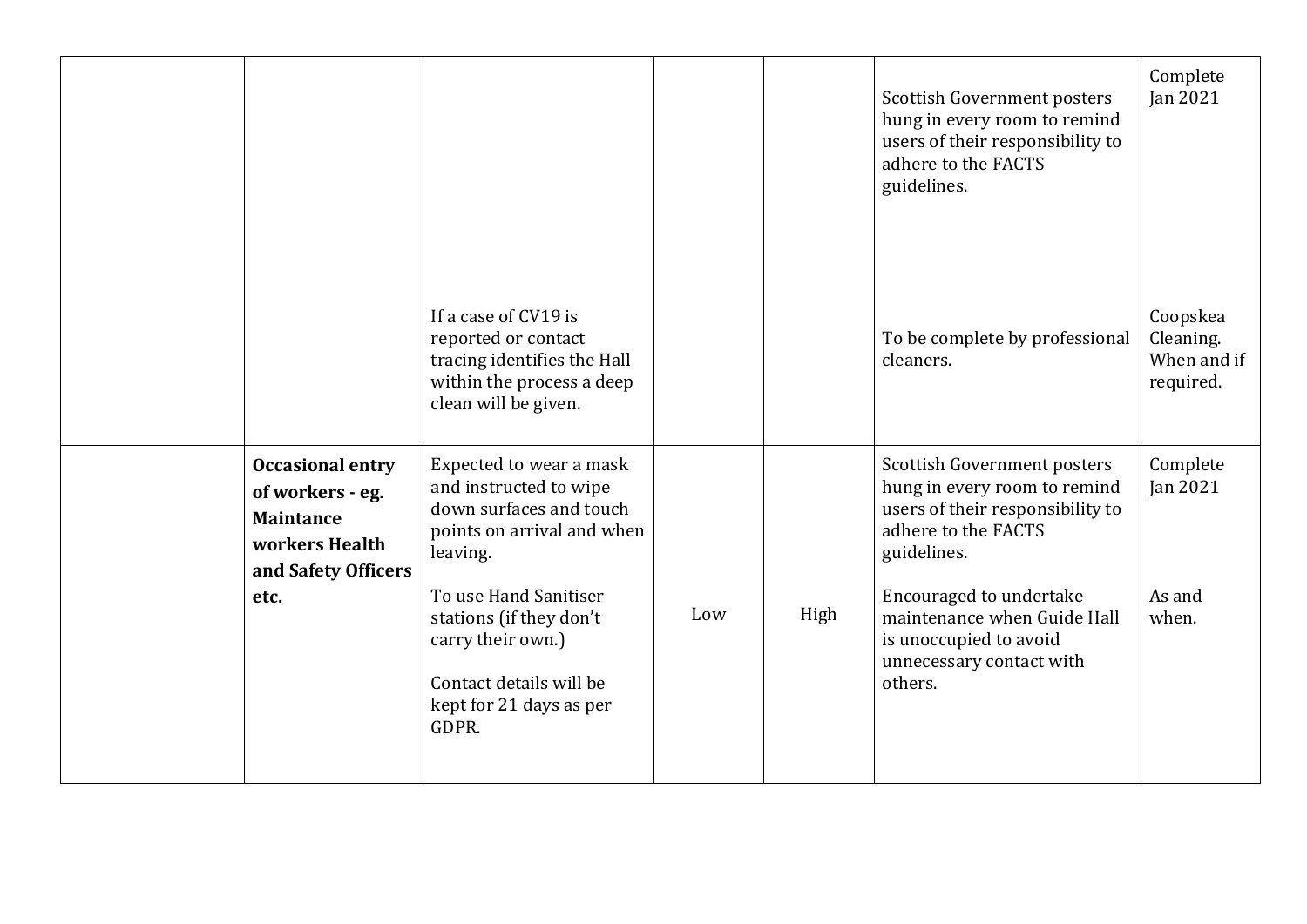| | | | | | | |
|---|---|---|---|---|---|---|
| | | | | | Scottish Government posters hung in every room to remind users of their responsibility to adhere to the FACTS guidelines. | Complete Jan 2021 |
| | | If a case of CV19 is reported or contact tracing identifies the Hall within the process a deep clean will be given. | | | To be complete by professional cleaners. | Coopskea Cleaning. When and if required. |
| | **Occasional entry of workers - eg. Maintance workers Health and Safety Officers etc.** | Expected to wear a mask and instructed to wipe down surfaces and touch points on arrival and when leaving.<br><br>To use Hand Sanitiser stations (if they don't carry their own.)<br><br>Contact details will be kept for 21 days as per GDPR. | Low | High | Scottish Government posters hung in every room to remind users of their responsibility to adhere to the FACTS guidelines.<br><br>Encouraged to undertake maintenance when Guide Hall is unoccupied to avoid unnecessary contact with others. | Complete Jan 2021<br><br>As and when. |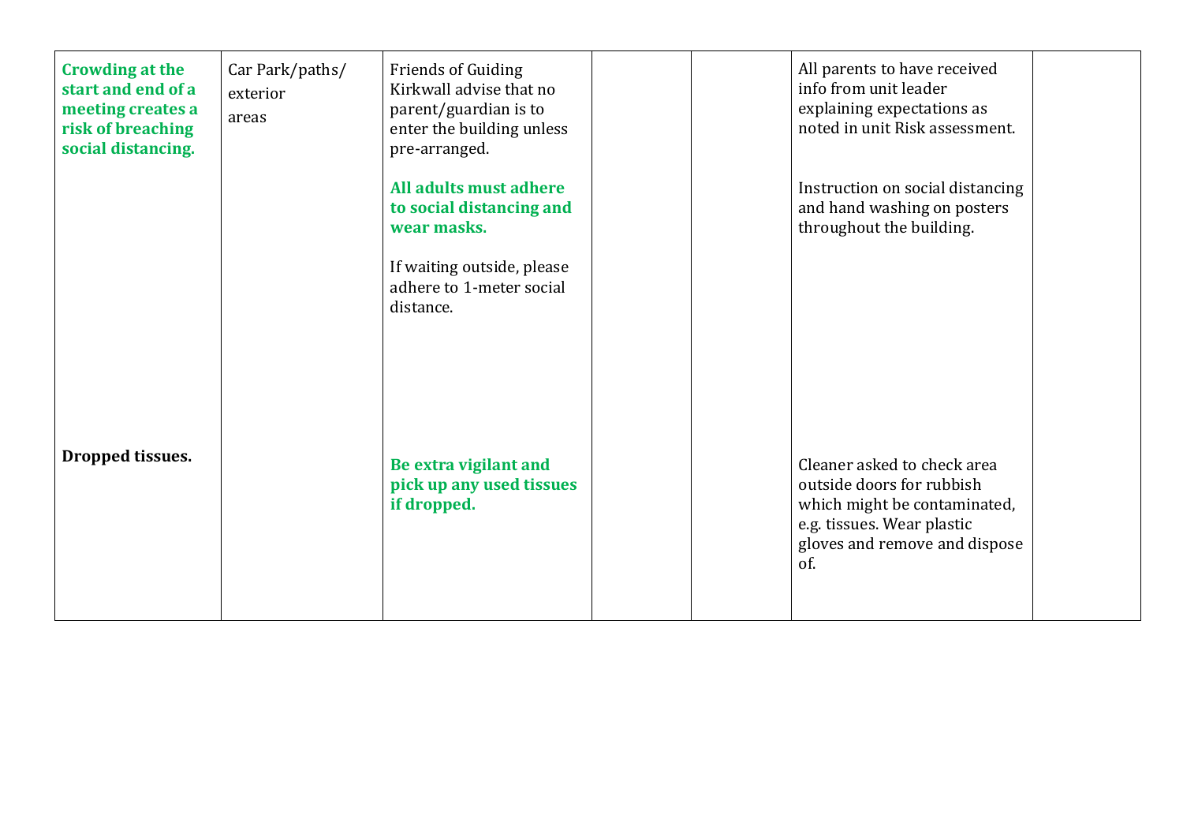| | | | | | | |
|---|---|---|---|---|---|---|
| **Crowding at the start and end of a meeting creates a risk of breaching social distancing.** | Car Park/paths/ exterior areas | Friends of Guiding Kirkwall advise that no parent/guardian is to enter the building unless pre-arranged.<br><br>**All adults must adhere to social distancing and wear masks.**<br><br>If waiting outside, please adhere to 1-meter social distance. | | | All parents to have received info from unit leader explaining expectations as noted in unit Risk assessment.<br><br>Instruction on social distancing and hand washing on posters throughout the building. | |
| **Dropped tissues.** | | **Be extra vigilant and pick up any used tissues if dropped.** | | | Cleaner asked to check area outside doors for rubbish which might be contaminated, e.g. tissues. Wear plastic gloves and remove and dispose of. | |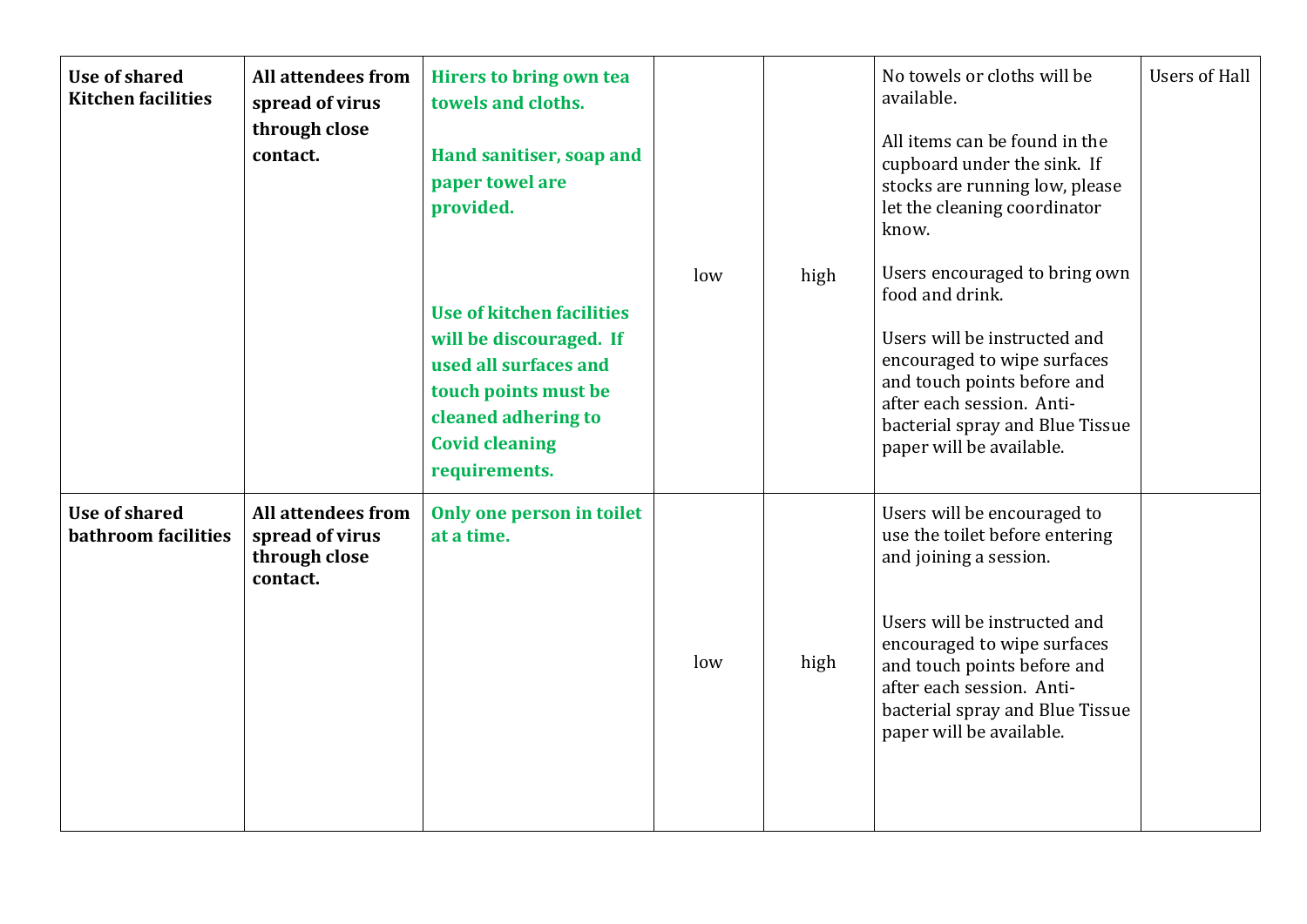| **Use of shared Kitchen facilities** | **All attendees from spread of virus through close contact.** | **Hirers to bring own tea towels and cloths.**<br><br>**Hand sanitiser, soap and paper towel are provided.**<br><br>**Use of kitchen facilities will be discouraged. If used all surfaces and touch points must be cleaned adhering to Covid cleaning requirements.** | low | high | No towels or cloths will be available.<br><br>All items can be found in the cupboard under the sink. If stocks are running low, please let the cleaning coordinator know.<br><br>Users encouraged to bring own food and drink.<br><br>Users will be instructed and encouraged to wipe surfaces and touch points before and after each session. Anti-bacterial spray and Blue Tissue paper will be available. | Users of Hall |
|---|---|---|---|---|---|---|
| **Use of shared bathroom facilities** | **All attendees from spread of virus through close contact.** | **Only one person in toilet at a time.** | low | high | Users will be encouraged to use the toilet before entering and joining a session.<br><br>Users will be instructed and encouraged to wipe surfaces and touch points before and after each session. Anti-bacterial spray and Blue Tissue paper will be available. | |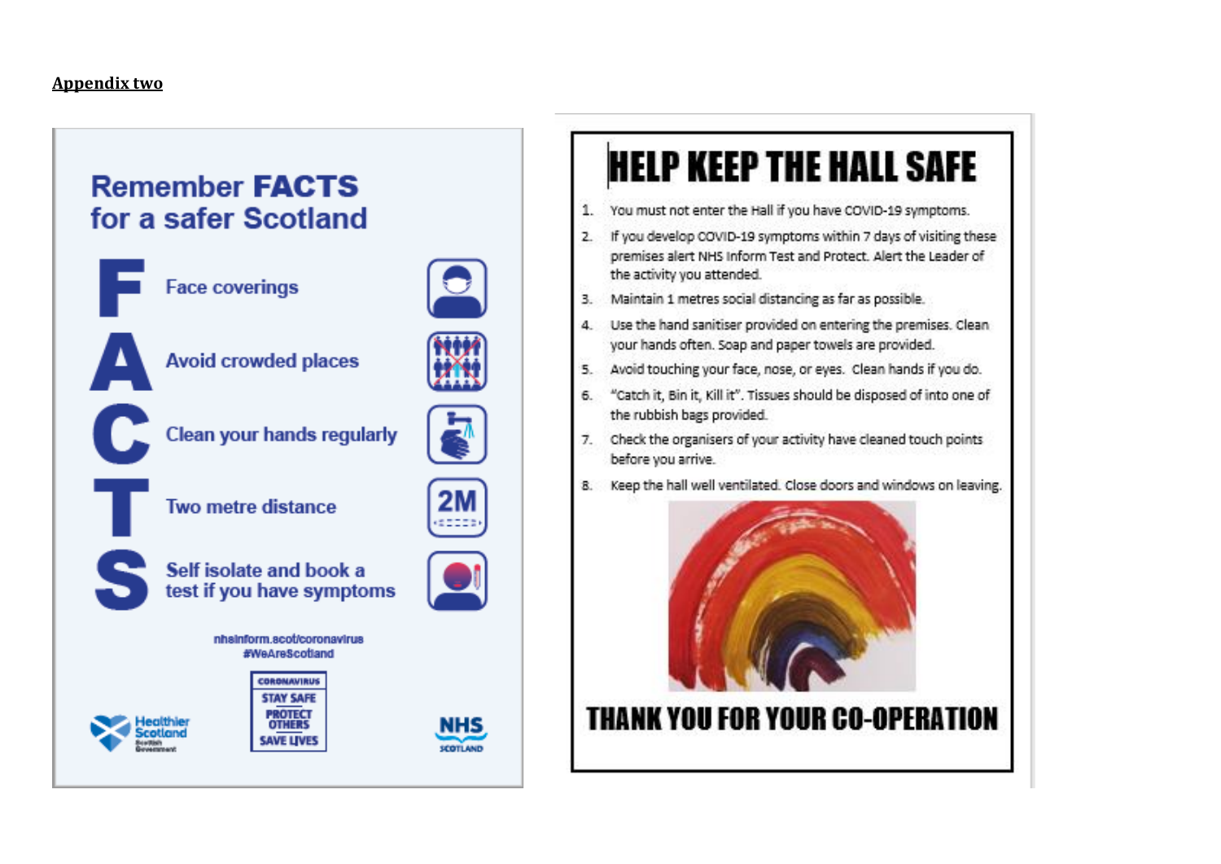**Appendix two**

## Remember FACTS for a safer Scotland

**F** Face coverings

**A** Avoid crowded places

**C** Clean your hands regularly

**T** Two metre distance

**S** Self isolate and book a test if you have symptoms

nhsinform.scot/coronavirus
#WeAreScotland

CORONAVIRUS
STAY SAFE
PROTECT OTHERS
SAVE LIVES

Healthier Scotland Scottish Government

NHS SCOTLAND

# HELP KEEP THE HALL SAFE

1. You must not enter the Hall if you have COVID-19 symptoms.
2. If you develop COVID-19 symptoms within 7 days of visiting these premises alert NHS Inform Test and Protect. Alert the Leader of the activity you attended.
3. Maintain 1 metres social distancing as far as possible.
4. Use the hand sanitiser provided on entering the premises. Clean your hands often. Soap and paper towels are provided.
5. Avoid touching your face, nose, or eyes. Clean hands if you do.
6. "Catch it, Bin it, Kill it". Tissues should be disposed of into one of the rubbish bags provided.
7. Check the organisers of your activity have cleaned touch points before you arrive.
8. Keep the hall well ventilated. Close doors and windows on leaving.

**THANK YOU FOR YOUR CO-OPERATION**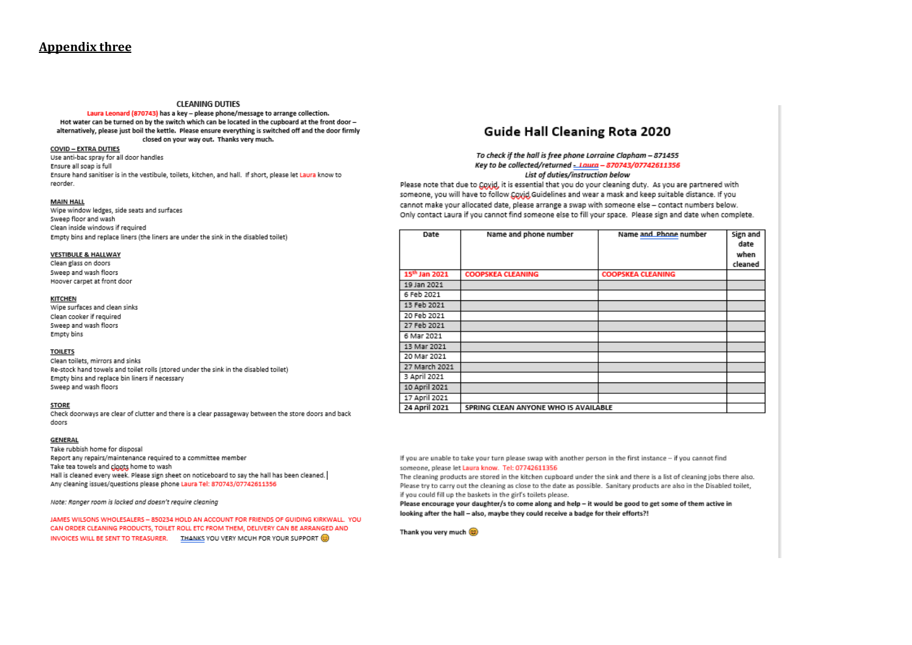# Appendix three

## CLEANING DUTIES

**Laura Leonard (870743) has a key – please phone/message to arrange collection.**
**Hot water can be turned on by the switch which can be located in the cupboard at the front door – alternatively, please just boil the kettle. Please ensure everything is switched off and the door firmly closed on your way out. Thanks very much.**

**COVID – EXTRA DUTIES**
Use anti-bac spray for all door handles
Ensure all soap is full
Ensure hand sanitiser is in the vestibule, toilets, kitchen, and hall. If short, please let Laura know to reorder.

**MAIN HALL**
Wipe window ledges, side seats and surfaces
Sweep floor and wash
Clean inside windows if required
Empty bins and replace liners (the liners are under the sink in the disabled toilet)

**VESTIBULE & HALLWAY**
Clean glass on doors
Sweep and wash floors
Hoover carpet at front door

**KITCHEN**
Wipe surfaces and clean sinks
Clean cooker if required
Sweep and wash floors
Empty bins

**TOILETS**
Clean toilets, mirrors and sinks
Re-stock hand towels and toilet rolls (stored under the sink in the disabled toilet)
Empty bins and replace bin liners if necessary
Sweep and wash floors

**STORE**
Check doorways are clear of clutter and there is a clear passageway between the store doors and back doors

**GENERAL**
Take rubbish home for disposal
Report any repairs/maintenance required to a committee member
Take tea towels and cloots home to wash
Hall is cleaned every week. Please sign sheet on noticeboard to say the hall has been cleaned.
Any cleaning issues/questions please phone Laura Tel: 870743/07742611356

*Note: Ranger room is locked and doesn't require cleaning*

JAMES WILSONS WHOLESALERS – 850234 HOLD AN ACCOUNT FOR FRIENDS OF GUIDING KIRKWALL. YOU CAN ORDER CLEANING PRODUCTS, TOILET ROLL ETC FROM THEM, DELIVERY CAN BE ARRANGED AND INVOICES WILL BE SENT TO TREASURER. THANKS YOU VERY MCUH FOR YOUR SUPPORT 😊

## Guide Hall Cleaning Rota 2020

***To check if the hall is free phone Lorraine Clapham – 871455***
***Key to be collected/returned - Laura – 870743/07742611356***
***List of duties/instruction below***

Please note that due to Covid, it is essential that you do your cleaning duty. As you are partnered with someone, you will have to follow Covid Guidelines and wear a mask and keep suitable distance. If you cannot make your allocated date, please arrange a swap with someone else – contact numbers below. Only contact Laura if you cannot find someone else to fill your space. Please sign and date when complete.

| Date | Name and phone number | Name and Phone number | Sign and date when cleaned |
|---|---|---|---|
| 15th Jan 2021 | COOPSKEA CLEANING | COOPSKEA CLEANING | |
| 19 Jan 2021 | | | |
| 6 Feb 2021 | | | |
| 13 Feb 2021 | | | |
| 20 Feb 2021 | | | |
| 27 Feb 2021 | | | |
| 6 Mar 2021 | | | |
| 13 Mar 2021 | | | |
| 20 Mar 2021 | | | |
| 27 March 2021 | | | |
| 3 April 2021 | | | |
| 10 April 2021 | | | |
| 17 April 2021 | | | |
| 24 April 2021 | SPRING CLEAN ANYONE WHO IS AVAILABLE | | |

If you are unable to take your turn please swap with another person in the first instance – if you cannot find someone, please let Laura know. Tel: 07742611356

The cleaning products are stored in the kitchen cupboard under the sink and there is a list of cleaning jobs there also. Please try to carry out the cleaning as close to the date as possible. Sanitary products are also in the Disabled toilet, if you could fill up the baskets in the girl's toilets please.

**Please encourage your daughter/s to come along and help – it would be good to get some of them active in looking after the hall – also, maybe they could receive a badge for their efforts?!**

**Thank you very much** 😊